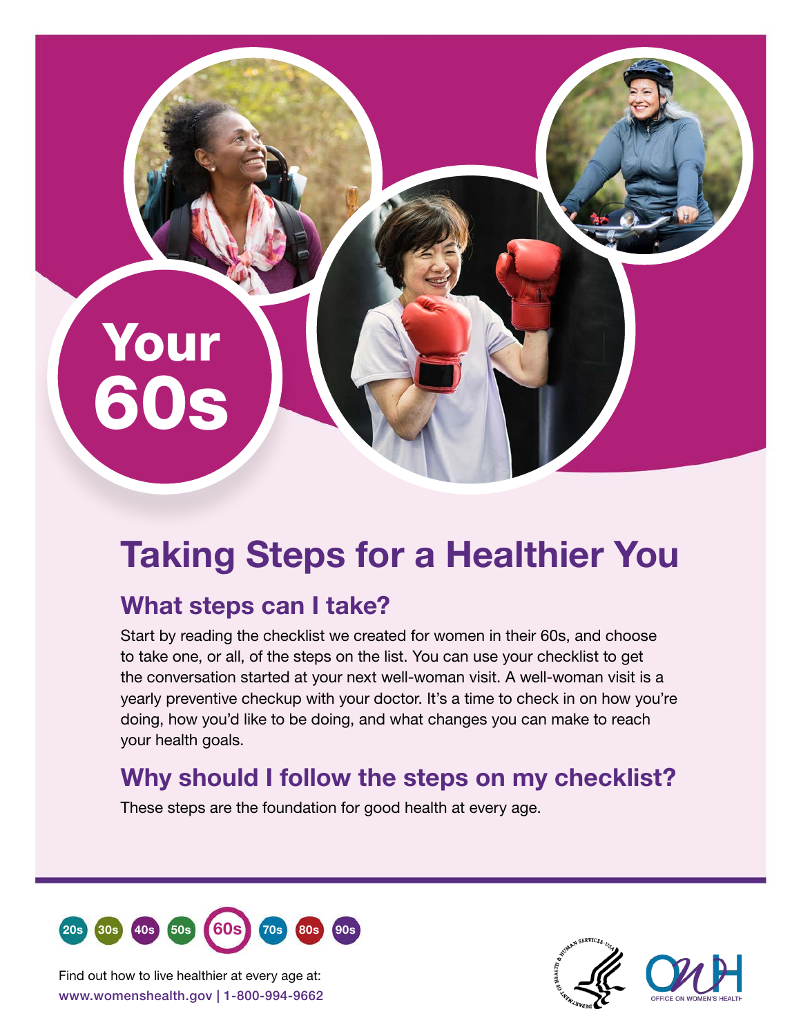# Your 60s

## Taking Steps for a Healthier You

### What steps can I take?

Start by reading the checklist we created for women in their 60s, and choose to take one, or all, of the steps on the list. You can use your checklist to get the conversation started at your next well-woman visit. A well-woman visit is a yearly preventive checkup with your doctor. It's a time to check in on how you're doing, how you'd like to be doing, and what changes you can make to reach your health goals.

### Why should I follow the steps on my checklist?

These steps are the foundation for good health at every age.

20s 30s 40s 50s **60s** 70s 80s 90s

Find out how to live healthier at every age at:
www.womenshealth.gov | 1-800-994-9662

OFFICE ON WOMEN'S HEALTH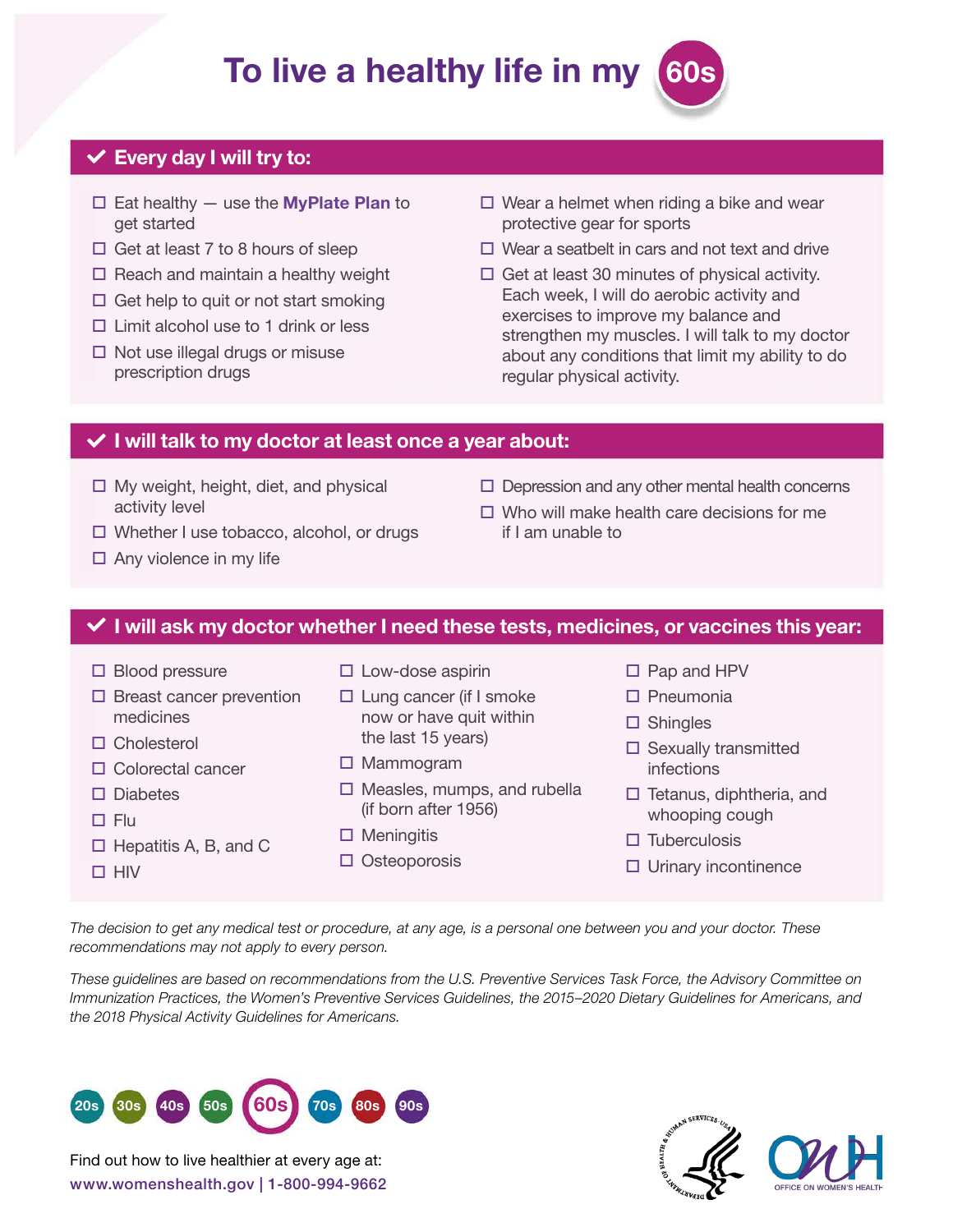# To live a healthy life in my 60s

## ✓ Every day I will try to:

- ☐ Eat healthy — use the **MyPlate Plan** to get started
- ☐ Get at least 7 to 8 hours of sleep
- ☐ Reach and maintain a healthy weight
- ☐ Get help to quit or not start smoking
- ☐ Limit alcohol use to 1 drink or less
- ☐ Not use illegal drugs or misuse prescription drugs
- ☐ Wear a helmet when riding a bike and wear protective gear for sports
- ☐ Wear a seatbelt in cars and not text and drive
- ☐ Get at least 30 minutes of physical activity. Each week, I will do aerobic activity and exercises to improve my balance and strengthen my muscles. I will talk to my doctor about any conditions that limit my ability to do regular physical activity.

## ✓ I will talk to my doctor at least once a year about:

- ☐ My weight, height, diet, and physical activity level
- ☐ Whether I use tobacco, alcohol, or drugs
- ☐ Any violence in my life
- ☐ Depression and any other mental health concerns
- ☐ Who will make health care decisions for me if I am unable to

## ✓ I will ask my doctor whether I need these tests, medicines, or vaccines this year:

- ☐ Blood pressure
- ☐ Breast cancer prevention medicines
- ☐ Cholesterol
- ☐ Colorectal cancer
- ☐ Diabetes
- ☐ Flu
- ☐ Hepatitis A, B, and C
- ☐ HIV
- ☐ Low-dose aspirin
- ☐ Lung cancer (if I smoke now or have quit within the last 15 years)
- ☐ Mammogram
- ☐ Measles, mumps, and rubella (if born after 1956)
- ☐ Meningitis
- ☐ Osteoporosis
- ☐ Pap and HPV
- ☐ Pneumonia
- ☐ Shingles
- ☐ Sexually transmitted infections
- ☐ Tetanus, diphtheria, and whooping cough
- ☐ Tuberculosis
- ☐ Urinary incontinence

*The decision to get any medical test or procedure, at any age, is a personal one between you and your doctor. These recommendations may not apply to every person.*

*These guidelines are based on recommendations from the U.S. Preventive Services Task Force, the Advisory Committee on Immunization Practices, the Women's Preventive Services Guidelines, the 2015–2020 Dietary Guidelines for Americans, and the 2018 Physical Activity Guidelines for Americans.*

20s 30s 40s 50s 60s 70s 80s 90s

Find out how to live healthier at every age at:
www.womenshealth.gov | 1-800-994-9662

OFFICE ON WOMEN'S HEALTH